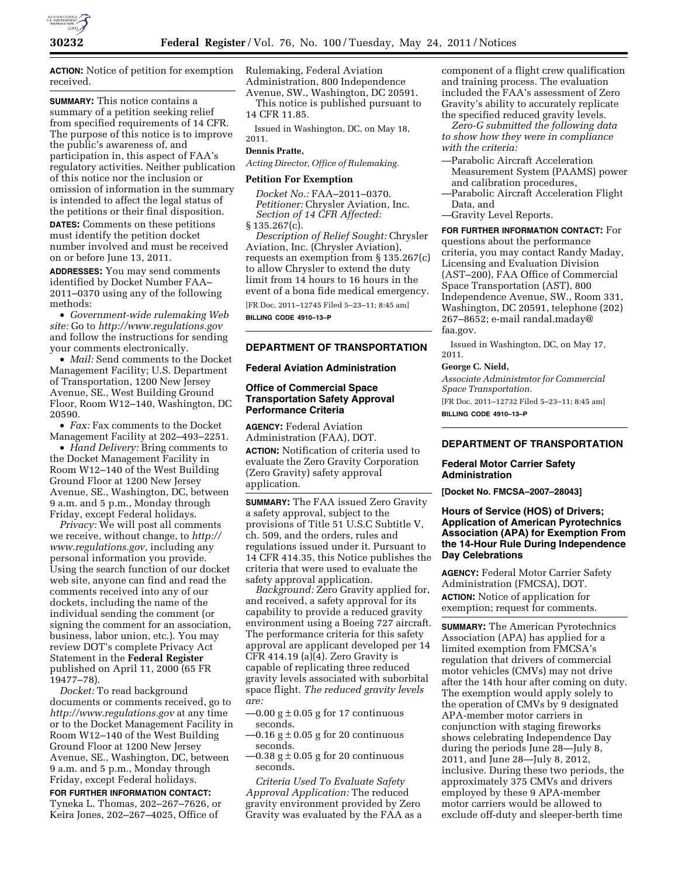**ACTION:** Notice of petition for exemption received.

**SUMMARY:** This notice contains a summary of a petition seeking relief from specified requirements of 14 CFR. The purpose of this notice is to improve the public's awareness of, and participation in, this aspect of FAA's regulatory activities. Neither publication of this notice nor the inclusion or omission of information in the summary is intended to affect the legal status of the petitions or their final disposition.

**DATES:** Comments on these petitions must identify the petition docket number involved and must be received on or before June 13, 2011.

**ADDRESSES:** You may send comments identified by Docket Number FAA–2011–0370 using any of the following methods:

- *Government-wide rulemaking Web site:* Go to *http://www.regulations.gov* and follow the instructions for sending your comments electronically.
- *Mail:* Send comments to the Docket Management Facility; U.S. Department of Transportation, 1200 New Jersey Avenue, SE., West Building Ground Floor, Room W12–140, Washington, DC 20590.
- *Fax:* Fax comments to the Docket Management Facility at 202–493–2251.
- *Hand Delivery:* Bring comments to the Docket Management Facility in Room W12–140 of the West Building Ground Floor at 1200 New Jersey Avenue, SE., Washington, DC, between 9 a.m. and 5 p.m., Monday through Friday, except Federal holidays.

*Privacy:* We will post all comments we receive, without change, to *http://www.regulations.gov,* including any personal information you provide. Using the search function of our docket web site, anyone can find and read the comments received into any of our dockets, including the name of the individual sending the comment (or signing the comment for an association, business, labor union, etc.). You may review DOT's complete Privacy Act Statement in the **Federal Register** published on April 11, 2000 (65 FR 19477–78).

*Docket:* To read background documents or comments received, go to *http://www.regulations.gov* at any time or to the Docket Management Facility in Room W12–140 of the West Building Ground Floor at 1200 New Jersey Avenue, SE., Washington, DC, between 9 a.m. and 5 p.m., Monday through Friday, except Federal holidays.

**FOR FURTHER INFORMATION CONTACT:** Tyneka L. Thomas, 202–267–7626, or Keira Jones, 202–267–4025, Office of Rulemaking, Federal Aviation Administration, 800 Independence Avenue, SW., Washington, DC 20591.

This notice is published pursuant to 14 CFR 11.85.

Issued in Washington, DC, on May 18, 2011.

**Dennis Pratte,**

*Acting Director, Office of Rulemaking.*

## Petition For Exemption

*Docket No.:* FAA–2011–0370.
*Petitioner:* Chrysler Aviation, Inc.
*Section of 14 CFR Affected:* § 135.267(c).
*Description of Relief Sought:* Chrysler Aviation, Inc. (Chrysler Aviation), requests an exemption from § 135.267(c) to allow Chrysler to extend the duty limit from 14 hours to 16 hours in the event of a bona fide medical emergency.

[FR Doc. 2011–12745 Filed 5–23–11; 8:45 am]

**BILLING CODE 4910–13–P**

---

# DEPARTMENT OF TRANSPORTATION

## Federal Aviation Administration

### Office of Commercial Space Transportation Safety Approval Performance Criteria

**AGENCY:** Federal Aviation Administration (FAA), DOT.

**ACTION:** Notification of criteria used to evaluate the Zero Gravity Corporation (Zero Gravity) safety approval application.

**SUMMARY:** The FAA issued Zero Gravity a safety approval, subject to the provisions of Title 51 U.S.C Subtitle V, ch. 509, and the orders, rules and regulations issued under it. Pursuant to 14 CFR 414.35, this Notice publishes the criteria that were used to evaluate the safety approval application.

*Background:* Zero Gravity applied for, and received, a safety approval for its capability to provide a reduced gravity environment using a Boeing 727 aircraft. The performance criteria for this safety approval are applicant developed per 14 CFR 414.19 (a)(4). Zero Gravity is capable of replicating three reduced gravity levels associated with suborbital space flight. *The reduced gravity levels are:*

—0.00 g ± 0.05 g for 17 continuous seconds.
—0.16 g ± 0.05 g for 20 continuous seconds.
—0.38 g ± 0.05 g for 20 continuous seconds.

*Criteria Used To Evaluate Safety Approval Application:* The reduced gravity environment provided by Zero Gravity was evaluated by the FAA as a component of a flight crew qualification and training process. The evaluation included the FAA's assessment of Zero Gravity's ability to accurately replicate the specified reduced gravity levels.

*Zero-G submitted the following data to show how they were in compliance with the criteria:*

—Parabolic Aircraft Acceleration Measurement System (PAAMS) power and calibration procedures,
—Parabolic Aircraft Acceleration Flight Data, and
—Gravity Level Reports.

**FOR FURTHER INFORMATION CONTACT:** For questions about the performance criteria, you may contact Randy Maday, Licensing and Evaluation Division (AST–200), FAA Office of Commercial Space Transportation (AST), 800 Independence Avenue, SW., Room 331, Washington, DC 20591, telephone (202) 267–8652; e-mail randal.maday@faa.gov.

Issued in Washington, DC, on May 17, 2011.

**George C. Nield,**

*Associate Administrator for Commercial Space Transportation.*

[FR Doc. 2011–12732 Filed 5–23–11; 8:45 am]

**BILLING CODE 4910–13–P**

---

# DEPARTMENT OF TRANSPORTATION

## Federal Motor Carrier Safety Administration

**[Docket No. FMCSA–2007–28043]**

### Hours of Service (HOS) of Drivers; Application of American Pyrotechnics Association (APA) for Exemption From the 14-Hour Rule During Independence Day Celebrations

**AGENCY:** Federal Motor Carrier Safety Administration (FMCSA), DOT.

**ACTION:** Notice of application for exemption; request for comments.

**SUMMARY:** The American Pyrotechnics Association (APA) has applied for a limited exemption from FMCSA's regulation that drivers of commercial motor vehicles (CMVs) may not drive after the 14th hour after coming on duty. The exemption would apply solely to the operation of CMVs by 9 designated APA-member motor carriers in conjunction with staging fireworks shows celebrating Independence Day during the periods June 28—July 8, 2011, and June 28—July 8, 2012, inclusive. During these two periods, the approximately 375 CMVs and drivers employed by these 9 APA-member motor carriers would be allowed to exclude off-duty and sleeper-berth time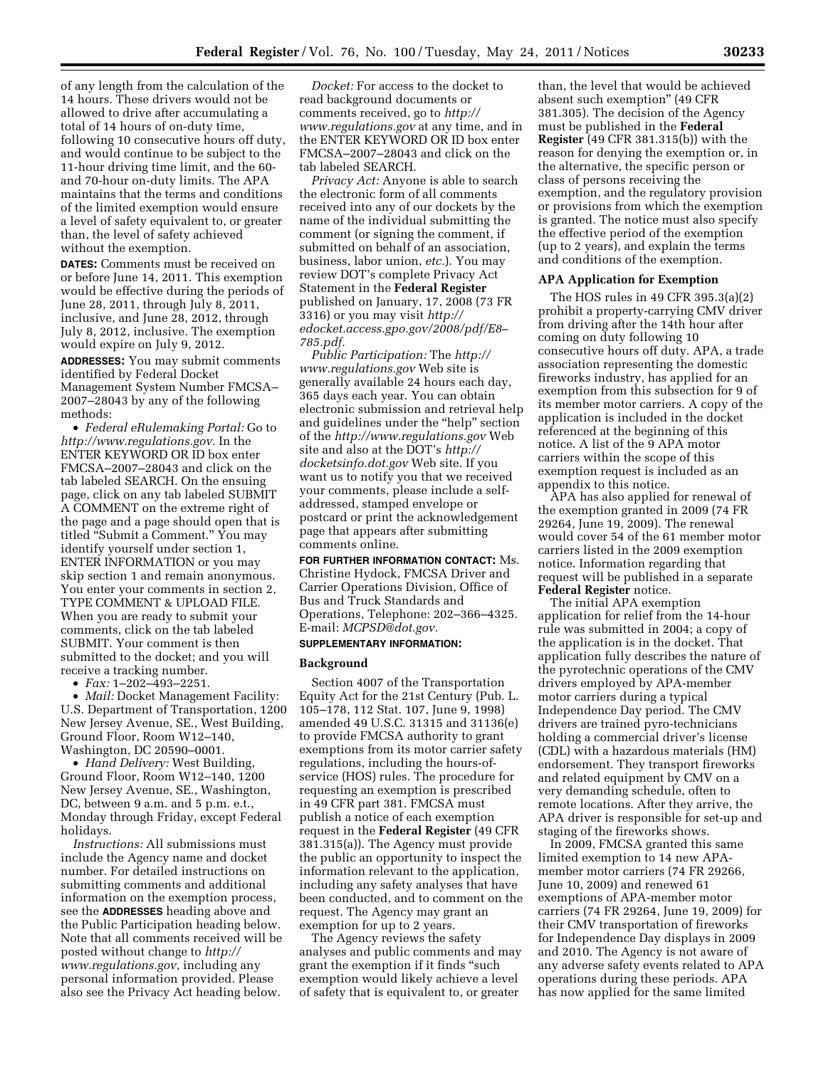of any length from the calculation of the 14 hours. These drivers would not be allowed to drive after accumulating a total of 14 hours of on-duty time, following 10 consecutive hours off duty, and would continue to be subject to the 11-hour driving time limit, and the 60- and 70-hour on-duty limits. The APA maintains that the terms and conditions of the limited exemption would ensure a level of safety equivalent to, or greater than, the level of safety achieved without the exemption.

**DATES:** Comments must be received on or before June 14, 2011. This exemption would be effective during the periods of June 28, 2011, through July 8, 2011, inclusive, and June 28, 2012, through July 8, 2012, inclusive. The exemption would expire on July 9, 2012.

**ADDRESSES:** You may submit comments identified by Federal Docket Management System Number FMCSA–2007–28043 by any of the following methods:

- *Federal eRulemaking Portal:* Go to *http://www.regulations.gov*. In the ENTER KEYWORD OR ID box enter FMCSA–2007–28043 and click on the tab labeled SEARCH. On the ensuing page, click on any tab labeled SUBMIT A COMMENT on the extreme right of the page and a page should open that is titled "Submit a Comment." You may identify yourself under section 1, ENTER INFORMATION or you may skip section 1 and remain anonymous. You enter your comments in section 2, TYPE COMMENT & UPLOAD FILE. When you are ready to submit your comments, click on the tab labeled SUBMIT. Your comment is then submitted to the docket; and you will receive a tracking number.
- *Fax:* 1–202–493–2251.
- *Mail:* Docket Management Facility: U.S. Department of Transportation, 1200 New Jersey Avenue, SE., West Building, Ground Floor, Room W12–140, Washington, DC 20590–0001.
- *Hand Delivery:* West Building, Ground Floor, Room W12–140, 1200 New Jersey Avenue, SE., Washington, DC, between 9 a.m. and 5 p.m. e.t., Monday through Friday, except Federal holidays.

*Instructions:* All submissions must include the Agency name and docket number. For detailed instructions on submitting comments and additional information on the exemption process, see the **ADDRESSES** heading above and the Public Participation heading below. Note that all comments received will be posted without change to *http://www.regulations.gov,* including any personal information provided. Please also see the Privacy Act heading below.

*Docket:* For access to the docket to read background documents or comments received, go to *http://www.regulations.gov* at any time, and in the ENTER KEYWORD OR ID box enter FMCSA–2007–28043 and click on the tab labeled SEARCH.

*Privacy Act:* Anyone is able to search the electronic form of all comments received into any of our dockets by the name of the individual submitting the comment (or signing the comment, if submitted on behalf of an association, business, labor union, *etc.*). You may review DOT's complete Privacy Act Statement in the **Federal Register** published on January, 17, 2008 (73 FR 3316) or you may visit *http://edocket.access.gpo.gov/2008/pdf/E8–785.pdf.*

*Public Participation:* The *http://www.regulations.gov* Web site is generally available 24 hours each day, 365 days each year. You can obtain electronic submission and retrieval help and guidelines under the "help" section of the *http://www.regulations.gov* Web site and also at the DOT's *http://docketsinfo.dot.gov* Web site. If you want us to notify you that we received your comments, please include a self-addressed, stamped envelope or postcard or print the acknowledgement page that appears after submitting comments online.

**FOR FURTHER INFORMATION CONTACT:** Ms. Christine Hydock, FMCSA Driver and Carrier Operations Division, Office of Bus and Truck Standards and Operations, Telephone: 202–366–4325. E-mail: *MCPSD@dot.gov.*

**SUPPLEMENTARY INFORMATION:**

## Background

Section 4007 of the Transportation Equity Act for the 21st Century (Pub. L. 105–178, 112 Stat. 107, June 9, 1998) amended 49 U.S.C. 31315 and 31136(e) to provide FMCSA authority to grant exemptions from its motor carrier safety regulations, including the hours-of-service (HOS) rules. The procedure for requesting an exemption is prescribed in 49 CFR part 381. FMCSA must publish a notice of each exemption request in the **Federal Register** (49 CFR 381.315(a)). The Agency must provide the public an opportunity to inspect the information relevant to the application, including any safety analyses that have been conducted, and to comment on the request. The Agency may grant an exemption for up to 2 years.

The Agency reviews the safety analyses and public comments and may grant the exemption if it finds "such exemption would likely achieve a level of safety that is equivalent to, or greater than, the level that would be achieved absent such exemption" (49 CFR 381.305). The decision of the Agency must be published in the **Federal Register** (49 CFR 381.315(b)) with the reason for denying the exemption or, in the alternative, the specific person or class of persons receiving the exemption, and the regulatory provision or provisions from which the exemption is granted. The notice must also specify the effective period of the exemption (up to 2 years), and explain the terms and conditions of the exemption.

## APA Application for Exemption

The HOS rules in 49 CFR 395.3(a)(2) prohibit a property-carrying CMV driver from driving after the 14th hour after coming on duty following 10 consecutive hours off duty. APA, a trade association representing the domestic fireworks industry, has applied for an exemption from this subsection for 9 of its member motor carriers. A copy of the application is included in the docket referenced at the beginning of this notice. A list of the 9 APA motor carriers within the scope of this exemption request is included as an appendix to this notice.

APA has also applied for renewal of the exemption granted in 2009 (74 FR 29264, June 19, 2009). The renewal would cover 54 of the 61 member motor carriers listed in the 2009 exemption notice. Information regarding that request will be published in a separate **Federal Register** notice.

The initial APA exemption application for relief from the 14-hour rule was submitted in 2004; a copy of the application is in the docket. That application fully describes the nature of the pyrotechnic operations of the CMV drivers employed by APA-member motor carriers during a typical Independence Day period. The CMV drivers are trained pyro-technicians holding a commercial driver's license (CDL) with a hazardous materials (HM) endorsement. They transport fireworks and related equipment by CMV on a very demanding schedule, often to remote locations. After they arrive, the APA driver is responsible for set-up and staging of the fireworks shows.

In 2009, FMCSA granted this same limited exemption to 14 new APA-member motor carriers (74 FR 29266, June 10, 2009) and renewed 61 exemptions of APA-member motor carriers (74 FR 29264, June 19, 2009) for their CMV transportation of fireworks for Independence Day displays in 2009 and 2010. The Agency is not aware of any adverse safety events related to APA operations during these periods. APA has now applied for the same limited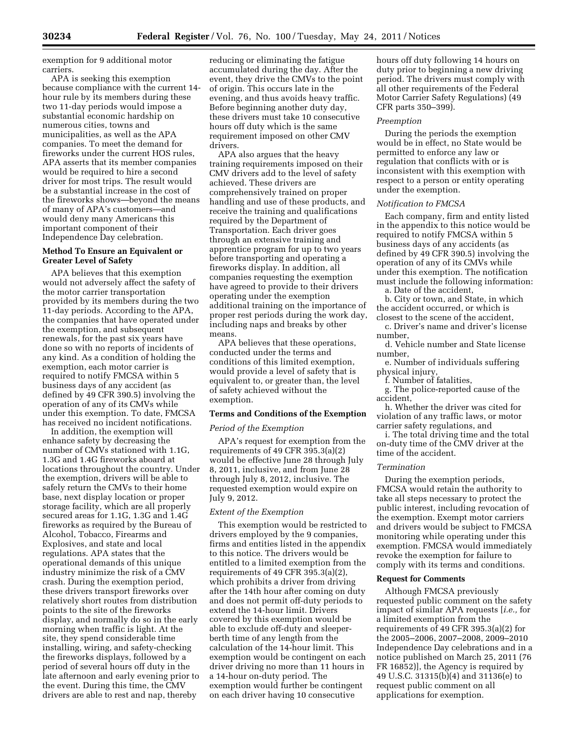exemption for 9 additional motor carriers.

APA is seeking this exemption because compliance with the current 14-hour rule by its members during these two 11-day periods would impose a substantial economic hardship on numerous cities, towns and municipalities, as well as the APA companies. To meet the demand for fireworks under the current HOS rules, APA asserts that its member companies would be required to hire a second driver for most trips. The result would be a substantial increase in the cost of the fireworks shows—beyond the means of many of APA's customers—and would deny many Americans this important component of their Independence Day celebration.

## Method To Ensure an Equivalent or Greater Level of Safety

APA believes that this exemption would not adversely affect the safety of the motor carrier transportation provided by its members during the two 11-day periods. According to the APA, the companies that have operated under the exemption, and subsequent renewals, for the past six years have done so with no reports of incidents of any kind. As a condition of holding the exemption, each motor carrier is required to notify FMCSA within 5 business days of any accident (as defined by 49 CFR 390.5) involving the operation of any of its CMVs while under this exemption. To date, FMCSA has received no incident notifications.

In addition, the exemption will enhance safety by decreasing the number of CMVs stationed with 1.1G, 1.3G and 1.4G fireworks aboard at locations throughout the country. Under the exemption, drivers will be able to safely return the CMVs to their home base, next display location or proper storage facility, which are all properly secured areas for 1.1G, 1.3G and 1.4G fireworks as required by the Bureau of Alcohol, Tobacco, Firearms and Explosives, and state and local regulations. APA states that the operational demands of this unique industry minimize the risk of a CMV crash. During the exemption period, these drivers transport fireworks over relatively short routes from distribution points to the site of the fireworks display, and normally do so in the early morning when traffic is light. At the site, they spend considerable time installing, wiring, and safety-checking the fireworks displays, followed by a period of several hours off duty in the late afternoon and early evening prior to the event. During this time, the CMV drivers are able to rest and nap, thereby reducing or eliminating the fatigue accumulated during the day. After the event, they drive the CMVs to the point of origin. This occurs late in the evening, and thus avoids heavy traffic. Before beginning another duty day, these drivers must take 10 consecutive hours off duty which is the same requirement imposed on other CMV drivers.

APA also argues that the heavy training requirements imposed on their CMV drivers add to the level of safety achieved. These drivers are comprehensively trained on proper handling and use of these products, and receive the training and qualifications required by the Department of Transportation. Each driver goes through an extensive training and apprentice program for up to two years before transporting and operating a fireworks display. In addition, all companies requesting the exemption have agreed to provide to their drivers operating under the exemption additional training on the importance of proper rest periods during the work day, including naps and breaks by other means.

APA believes that these operations, conducted under the terms and conditions of this limited exemption, would provide a level of safety that is equivalent to, or greater than, the level of safety achieved without the exemption.

## Terms and Conditions of the Exemption

*Period of the Exemption*

APA's request for exemption from the requirements of 49 CFR 395.3(a)(2) would be effective June 28 through July 8, 2011, inclusive, and from June 28 through July 8, 2012, inclusive. The requested exemption would expire on July 9, 2012.

*Extent of the Exemption*

This exemption would be restricted to drivers employed by the 9 companies, firms and entities listed in the appendix to this notice. The drivers would be entitled to a limited exemption from the requirements of 49 CFR 395.3(a)(2), which prohibits a driver from driving after the 14th hour after coming on duty and does not permit off-duty periods to extend the 14-hour limit. Drivers covered by this exemption would be able to exclude off-duty and sleeper-berth time of any length from the calculation of the 14-hour limit. This exemption would be contingent on each driver driving no more than 11 hours in a 14-hour on-duty period. The exemption would further be contingent on each driver having 10 consecutive hours off duty following 14 hours on duty prior to beginning a new driving period. The drivers must comply with all other requirements of the Federal Motor Carrier Safety Regulations) (49 CFR parts 350–399).

*Preemption*

During the periods the exemption would be in effect, no State would be permitted to enforce any law or regulation that conflicts with or is inconsistent with this exemption with respect to a person or entity operating under the exemption.

*Notification to FMCSA*

Each company, firm and entity listed in the appendix to this notice would be required to notify FMCSA within 5 business days of any accidents (as defined by 49 CFR 390.5) involving the operation of any of its CMVs while under this exemption. The notification must include the following information:

a. Date of the accident,

b. City or town, and State, in which the accident occurred, or which is closest to the scene of the accident,

c. Driver's name and driver's license number,

d. Vehicle number and State license number,

e. Number of individuals suffering physical injury,

f. Number of fatalities,

g. The police-reported cause of the accident,

h. Whether the driver was cited for violation of any traffic laws, or motor carrier safety regulations, and

i. The total driving time and the total on-duty time of the CMV driver at the time of the accident.

*Termination*

During the exemption periods, FMCSA would retain the authority to take all steps necessary to protect the public interest, including revocation of the exemption. Exempt motor carriers and drivers would be subject to FMCSA monitoring while operating under this exemption. FMCSA would immediately revoke the exemption for failure to comply with its terms and conditions.

## Request for Comments

Although FMCSA previously requested public comment on the safety impact of similar APA requests [*i.e.,* for a limited exemption from the requirements of 49 CFR 395.3(a)(2) for the 2005–2006, 2007–2008, 2009–2010 Independence Day celebrations and in a notice published on March 25, 2011 (76 FR 16852)], the Agency is required by 49 U.S.C. 31315(b)(4) and 31136(e) to request public comment on all applications for exemption.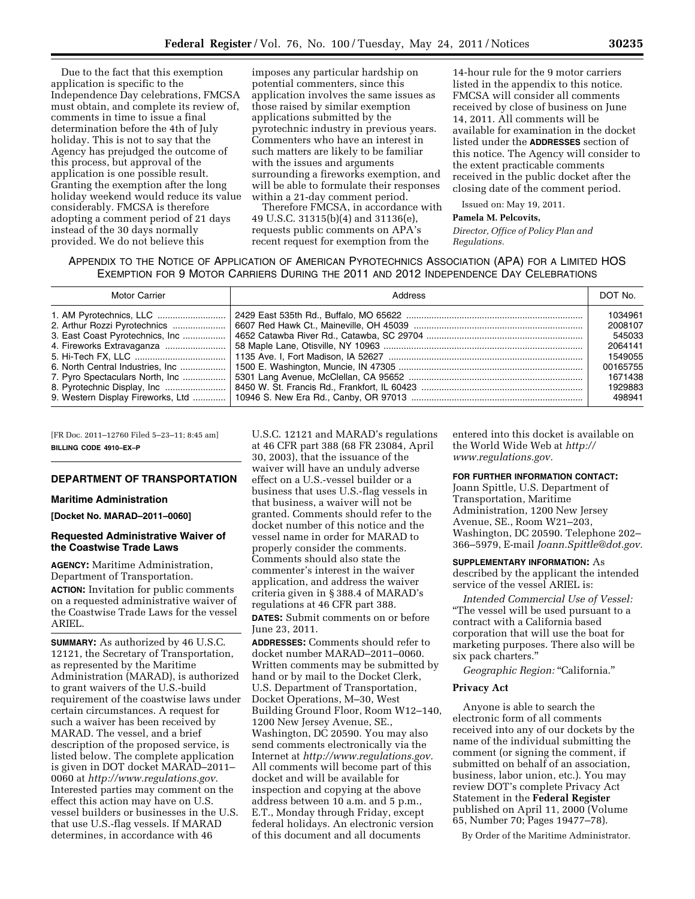Due to the fact that this exemption application is specific to the Independence Day celebrations, FMCSA must obtain, and complete its review of, comments in time to issue a final determination before the 4th of July holiday. This is not to say that the Agency has prejudged the outcome of this process, but approval of the application is one possible result. Granting the exemption after the long holiday weekend would reduce its value considerably. FMCSA is therefore adopting a comment period of 21 days instead of the 30 days normally provided. We do not believe this imposes any particular hardship on potential commenters, since this application involves the same issues as those raised by similar exemption applications submitted by the pyrotechnic industry in previous years. Commenters who have an interest in such matters are likely to be familiar with the issues and arguments surrounding a fireworks exemption, and will be able to formulate their responses within a 21-day comment period.

Therefore FMCSA, in accordance with 49 U.S.C. 31315(b)(4) and 31136(e), requests public comments on APA's recent request for exemption from the 14-hour rule for the 9 motor carriers listed in the appendix to this notice. FMCSA will consider all comments received by close of business on June 14, 2011. All comments will be available for examination in the docket listed under the **ADDRESSES** section of this notice. The Agency will consider to the extent practicable comments received in the public docket after the closing date of the comment period.

Issued on: May 19, 2011.

**Pamela M. Pelcovits,**

*Director, Office of Policy Plan and Regulations.*

APPENDIX TO THE NOTICE OF APPLICATION OF AMERICAN PYROTECHNICS ASSOCIATION (APA) FOR A LIMITED HOS EXEMPTION FOR 9 MOTOR CARRIERS DURING THE 2011 AND 2012 INDEPENDENCE DAY CELEBRATIONS

| Motor Carrier | Address | DOT No. |
|---|---|---|
| 1. AM Pyrotechnics, LLC | 2429 East 535th Rd., Buffalo, MO 65622 | 1034961 |
| 2. Arthur Rozzi Pyrotechnics | 6607 Red Hawk Ct., Maineville, OH 45039 | 2008107 |
| 3. East Coast Pyrotechnics, Inc | 4652 Catawba River Rd., Catawba, SC 29704 | 545033 |
| 4. Fireworks Extravaganza | 58 Maple Lane, Otisville, NY 10963 | 2064141 |
| 5. Hi-Tech FX, LLC | 1135 Ave. I, Fort Madison, IA 52627 | 1549055 |
| 6. North Central Industries, Inc | 1500 E. Washington, Muncie, IN 47305 | 00165755 |
| 7. Pyro Spectaculars North, Inc | 5301 Lang Avenue, McClellan, CA 95652 | 1671438 |
| 8. Pyrotechnic Display, Inc | 8450 W. St. Francis Rd., Frankfort, IL 60423 | 1929883 |
| 9. Western Display Fireworks, Ltd | 10946 S. New Era Rd., Canby, OR 97013 | 498941 |

[FR Doc. 2011–12760 Filed 5–23–11; 8:45 am]

**BILLING CODE 4910–EX–P**

## DEPARTMENT OF TRANSPORTATION

### Maritime Administration

**[Docket No. MARAD–2011–0060]**

### Requested Administrative Waiver of the Coastwise Trade Laws

**AGENCY:** Maritime Administration, Department of Transportation.

**ACTION:** Invitation for public comments on a requested administrative waiver of the Coastwise Trade Laws for the vessel ARIEL.

**SUMMARY:** As authorized by 46 U.S.C. 12121, the Secretary of Transportation, as represented by the Maritime Administration (MARAD), is authorized to grant waivers of the U.S.-build requirement of the coastwise laws under certain circumstances. A request for such a waiver has been received by MARAD. The vessel, and a brief description of the proposed service, is listed below. The complete application is given in DOT docket MARAD–2011–0060 at *http://www.regulations.gov.* Interested parties may comment on the effect this action may have on U.S. vessel builders or businesses in the U.S. that use U.S.-flag vessels. If MARAD determines, in accordance with 46 U.S.C. 12121 and MARAD's regulations at 46 CFR part 388 (68 FR 23084, April 30, 2003), that the issuance of the waiver will have an unduly adverse effect on a U.S.-vessel builder or a business that uses U.S.-flag vessels in that business, a waiver will not be granted. Comments should refer to the docket number of this notice and the vessel name in order for MARAD to properly consider the comments. Comments should also state the commenter's interest in the waiver application, and address the waiver criteria given in § 388.4 of MARAD's regulations at 46 CFR part 388.

**DATES:** Submit comments on or before June 23, 2011.

**ADDRESSES:** Comments should refer to docket number MARAD–2011–0060. Written comments may be submitted by hand or by mail to the Docket Clerk, U.S. Department of Transportation, Docket Operations, M–30, West Building Ground Floor, Room W12–140, 1200 New Jersey Avenue, SE., Washington, DC 20590. You may also send comments electronically via the Internet at *http://www.regulations.gov.* All comments will become part of this docket and will be available for inspection and copying at the above address between 10 a.m. and 5 p.m., E.T., Monday through Friday, except federal holidays. An electronic version of this document and all documents entered into this docket is available on the World Wide Web at *http://www.regulations.gov.*

**FOR FURTHER INFORMATION CONTACT:** Joann Spittle, U.S. Department of Transportation, Maritime Administration, 1200 New Jersey Avenue, SE., Room W21–203, Washington, DC 20590. Telephone 202–366–5979, E-mail *Joann.Spittle@dot.gov.*

**SUPPLEMENTARY INFORMATION:** As described by the applicant the intended service of the vessel ARIEL is:

*Intended Commercial Use of Vessel:* "The vessel will be used pursuant to a contract with a California based corporation that will use the boat for marketing purposes. There also will be six pack charters."

*Geographic Region:* "California."

### Privacy Act

Anyone is able to search the electronic form of all comments received into any of our dockets by the name of the individual submitting the comment (or signing the comment, if submitted on behalf of an association, business, labor union, etc.). You may review DOT's complete Privacy Act Statement in the **Federal Register** published on April 11, 2000 (Volume 65, Number 70; Pages 19477–78).

By Order of the Maritime Administrator.